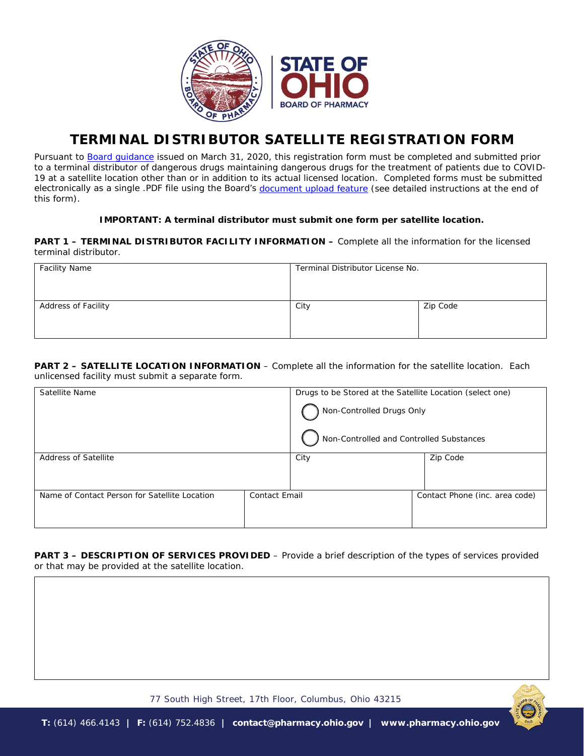STATE OF OHIO
BOARD OF PHARMACY

# TERMINAL DISTRIBUTOR SATELLITE REGISTRATION FORM

Pursuant to Board guidance issued on March 31, 2020, this registration form must be completed and submitted prior to a terminal distributor of dangerous drugs maintaining dangerous drugs for the treatment of patients due to COVID-19 at a satellite location other than or in addition to its actual licensed location. Completed forms must be submitted electronically as a single .PDF file using the Board's document upload feature (see detailed instructions at the end of this form).

**IMPORTANT: A terminal distributor must submit one form per satellite location.**

**PART 1 – TERMINAL DISTRIBUTOR FACILITY INFORMATION –** Complete all the information for the licensed terminal distributor.

| Facility Name | Terminal Distributor License No. | |
|---|---|---|
| | | |
| **Address of Facility** | **City** | **Zip Code** |
| | | |

**PART 2 – SATELLITE LOCATION INFORMATION** – Complete all the information for the satellite location. Each unlicensed facility must submit a separate form.

| Satellite Name | | Drugs to be Stored at the Satellite Location (select one) | |
|---|---|---|---|
| | | ◯ Non-Controlled Drugs Only<br>◯ Non-Controlled and Controlled Substances | |
| **Address of Satellite** | | **City** | **Zip Code** |
| | | | |
| **Name of Contact Person for Satellite Location** | **Contact Email** | | **Contact Phone (inc. area code)** |
| | | | |

**PART 3 – DESCRIPTION OF SERVICES PROVIDED** – Provide a brief description of the types of services provided or that may be provided at the satellite location.

| |
|---|
| |

77 South High Street, 17th Floor, Columbus, Ohio 43215

**T:** (614) 466.4143 | **F:** (614) 752.4836 | **contact@pharmacy.ohio.gov** | **www.pharmacy.ohio.gov**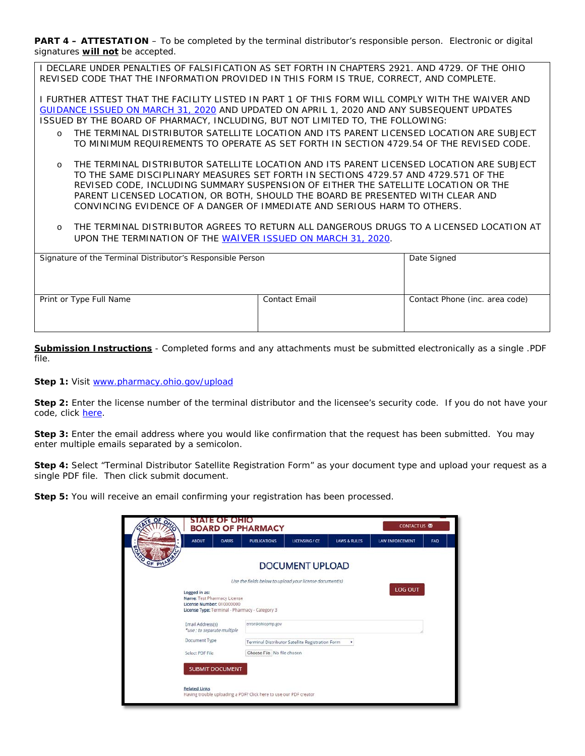**PART 4 – ATTESTATION** – To be completed by the terminal distributor's responsible person. Electronic or digital signatures **will not** be accepted.

I DECLARE UNDER PENALTIES OF FALSIFICATION AS SET FORTH IN CHAPTERS 2921. AND 4729. OF THE OHIO REVISED CODE THAT THE INFORMATION PROVIDED IN THIS FORM IS TRUE, CORRECT, AND COMPLETE.

I FURTHER ATTEST THAT THE FACILITY LISTED IN PART 1 OF THIS FORM WILL COMPLY WITH THE WAIVER AND GUIDANCE ISSUED ON MARCH 31, 2020 AND UPDATED ON APRIL 1, 2020 AND ANY SUBSEQUENT UPDATES ISSUED BY THE BOARD OF PHARMACY, INCLUDING, BUT NOT LIMITED TO, THE FOLLOWING:

- THE TERMINAL DISTRIBUTOR SATELLITE LOCATION AND ITS PARENT LICENSED LOCATION ARE SUBJECT TO MINIMUM REQUIREMENTS TO OPERATE AS SET FORTH IN SECTION 4729.54 OF THE REVISED CODE.
- THE TERMINAL DISTRIBUTOR SATELLITE LOCATION AND ITS PARENT LICENSED LOCATION ARE SUBJECT TO THE SAME DISCIPLINARY MEASURES SET FORTH IN SECTIONS 4729.57 AND 4729.571 OF THE REVISED CODE, INCLUDING SUMMARY SUSPENSION OF EITHER THE SATELLITE LOCATION OR THE PARENT LICENSED LOCATION, OR BOTH, SHOULD THE BOARD BE PRESENTED WITH CLEAR AND CONVINCING EVIDENCE OF A DANGER OF IMMEDIATE AND SERIOUS HARM TO OTHERS.
- THE TERMINAL DISTRIBUTOR AGREES TO RETURN ALL DANGEROUS DRUGS TO A LICENSED LOCATION AT UPON THE TERMINATION OF THE WAIVER ISSUED ON MARCH 31, 2020.

| Signature of the Terminal Distributor's Responsible Person | | Date Signed |
|---|---|---|
| | | |
| **Print or Type Full Name** | **Contact Email** | **Contact Phone (inc. area code)** |
| | | |

**Submission Instructions** - Completed forms and any attachments must be submitted electronically as a single .PDF file.

**Step 1:** Visit www.pharmacy.ohio.gov/upload

**Step 2:** Enter the license number of the terminal distributor and the licensee's security code. If you do not have your code, click here.

**Step 3:** Enter the email address where you would like confirmation that the request has been submitted. You may enter multiple emails separated by a semicolon.

**Step 4:** Select "Terminal Distributor Satellite Registration Form" as your document type and upload your request as a single PDF file. Then click submit document.

**Step 5:** You will receive an email confirming your registration has been processed.

STATE OF OHIO
BOARD OF PHARMACY
CONTACT US
ABOUT
OARRS
PUBLICATIONS
LICENSING / CE
LAWS & RULES
LAW ENFORCEMENT
FAQ
DOCUMENT UPLOAD
Use the fields below to upload your license document(s)
Logged in as:
Name: Test Pharmacy License
License Number: 010000000
License Type: Terminal - Pharmacy - Category 3
LOG OUT
Email Address(s)
*use ; to separate multiple
error@ohiopmp.gov
Document Type
Terminal Distributor Satellite Registration Form
Select PDF File
Choose File No file chosen
SUBMIT DOCUMENT
Related Links
Having trouble uploading a PDF? Click here to use our PDF creator